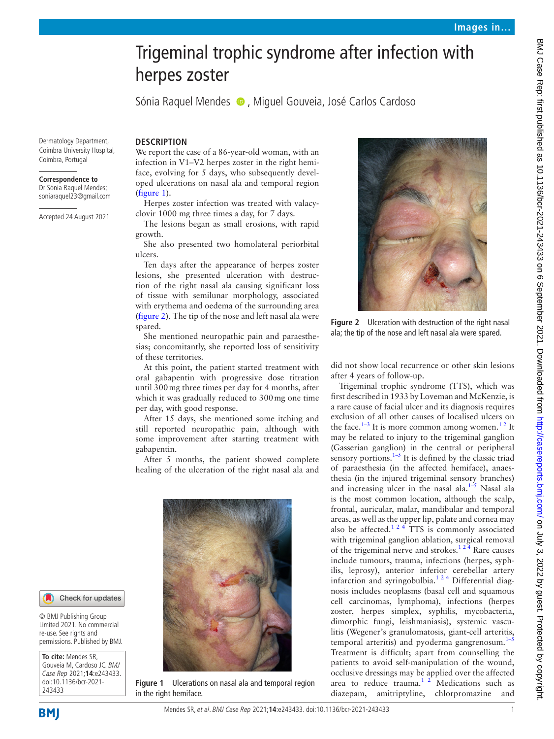# Trigeminal trophic syndrome after infection with herpes zoster

Sónia Raquel Mendes, Miguel Gouveia, José Carlos Cardoso

Dermatology Department, Coimbra University Hospital, Coimbra, Portugal

**Correspondence to**
Dr Sónia Raquel Mendes; soniaraquel23@gmail.com

Accepted 24 August 2021

© BMJ Publishing Group Limited 2021. No commercial re-use. See rights and permissions. Published by BMJ.

**To cite:** Mendes SR, Gouveia M, Cardoso JC. *BMJ Case Rep* 2021;**14**:e243433. doi:10.1136/bcr-2021-243433

## DESCRIPTION

We report the case of a 86-year-old woman, with an infection in V1–V2 herpes zoster in the right hemiface, evolving for 5 days, who subsequently developed ulcerations on nasal ala and temporal region (figure 1).

Herpes zoster infection was treated with valacyclovir 1000 mg three times a day, for 7 days.

The lesions began as small erosions, with rapid growth.

She also presented two homolateral periorbital ulcers.

Ten days after the appearance of herpes zoster lesions, she presented ulceration with destruction of the right nasal ala causing significant loss of tissue with semilunar morphology, associated with erythema and oedema of the surrounding area (figure 2). The tip of the nose and left nasal ala were spared.

She mentioned neuropathic pain and paraesthesias; concomitantly, she reported loss of sensitivity of these territories.

At this point, the patient started treatment with oral gabapentin with progressive dose titration until 300 mg three times per day for 4 months, after which it was gradually reduced to 300 mg one time per day, with good response.

After 15 days, she mentioned some itching and still reported neuropathic pain, although with some improvement after starting treatment with gabapentin.

After 5 months, the patient showed complete healing of the ulceration of the right nasal ala and did not show local recurrence or other skin lesions after 4 years of follow-up.

Figure 1 Ulcerations on nasal ala and temporal region in the right hemiface.

Figure 2 Ulceration with destruction of the right nasal ala; the tip of the nose and left nasal ala were spared.

Trigeminal trophic syndrome (TTS), which was first described in 1933 by Loveman and McKenzie, is a rare cause of facial ulcer and its diagnosis requires exclusion of all other causes of localised ulcers on the face.[1–3] It is more common among women.[1 2] It may be related to injury to the trigeminal ganglion (Gasserian ganglion) in the central or peripheral sensory portions.[1–5] It is defined by the classic triad of paraesthesia (in the affected hemiface), anaesthesia (in the injured trigeminal sensory branches) and increasing ulcer in the nasal ala.[1–5] Nasal ala is the most common location, although the scalp, frontal, auricular, malar, mandibular and temporal areas, as well as the upper lip, palate and cornea may also be affected.[1 2 4] TTS is commonly associated with trigeminal ganglion ablation, surgical removal of the trigeminal nerve and strokes.[1 2 4] Rare causes include tumours, trauma, infections (herpes, syphilis, leprosy), anterior inferior cerebellar artery infarction and syringobulbia.[1 2 4] Differential diagnosis includes neoplasms (basal cell and squamous cell carcinomas, lymphoma), infections (herpes zoster, herpes simplex, syphilis, mycobacteria, dimorphic fungi, leishmaniasis), systemic vasculitis (Wegener's granulomatosis, giant-cell arteritis, temporal arteritis) and pyoderma gangrenosum.[1–5] Treatment is difficult; apart from counselling the patients to avoid self-manipulation of the wound, occlusive dressings may be applied over the affected area to reduce trauma.[1 2] Medications such as diazepam, amitriptyline, chlorpromazine and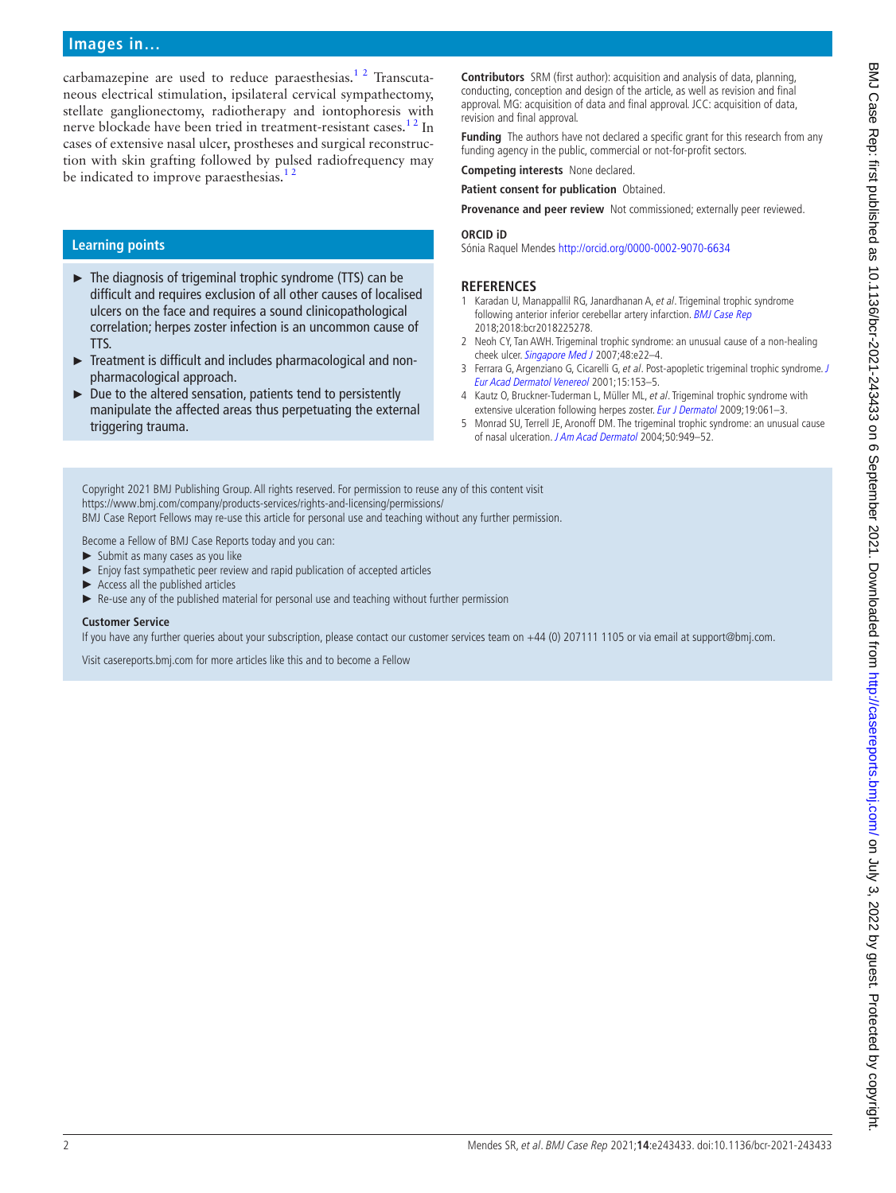carbamazepine are used to reduce paraesthesias.[1,2] Transcutaneous electrical stimulation, ipsilateral cervical sympathectomy, stellate ganglionectomy, radiotherapy and iontophoresis with nerve blockade have been tried in treatment-resistant cases.[1,2] In cases of extensive nasal ulcer, prostheses and surgical reconstruction with skin grafting followed by pulsed radiofrequency may be indicated to improve paraesthesias.[1,2]

## Learning points

- The diagnosis of trigeminal trophic syndrome (TTS) can be difficult and requires exclusion of all other causes of localised ulcers on the face and requires a sound clinicopathological correlation; herpes zoster infection is an uncommon cause of TTS.
- Treatment is difficult and includes pharmacological and non-pharmacological approach.
- Due to the altered sensation, patients tend to persistently manipulate the affected areas thus perpetuating the external triggering trauma.

**Contributors** SRM (first author): acquisition and analysis of data, planning, conducting, conception and design of the article, as well as revision and final approval. MG: acquisition of data and final approval. JCC: acquisition of data, revision and final approval.

**Funding** The authors have not declared a specific grant for this research from any funding agency in the public, commercial or not-for-profit sectors.

**Competing interests** None declared.

**Patient consent for publication** Obtained.

**Provenance and peer review** Not commissioned; externally peer reviewed.

**ORCID iD**

Sónia Raquel Mendes http://orcid.org/0000-0002-9070-6634

## REFERENCES

1. Karadan U, Manappallil RG, Janardhanan A, *et al*. Trigeminal trophic syndrome following anterior inferior cerebellar artery infarction. *BMJ Case Rep* 2018;2018:bcr2018225278.
2. Neoh CY, Tan AWH. Trigeminal trophic syndrome: an unusual cause of a non-healing cheek ulcer. *Singapore Med J* 2007;48:e22–4.
3. Ferrara G, Argenziano G, Cicarelli G, *et al*. Post-apopletic trigeminal trophic syndrome. *J Eur Acad Dermatol Venereol* 2001;15:153–5.
4. Kautz O, Bruckner-Tuderman L, Müller ML, *et al*. Trigeminal trophic syndrome with extensive ulceration following herpes zoster. *Eur J Dermatol* 2009;19:061–3.
5. Monrad SU, Terrell JE, Aronoff DM. The trigeminal trophic syndrome: an unusual cause of nasal ulceration. *J Am Acad Dermatol* 2004;50:949–52.

Copyright 2021 BMJ Publishing Group. All rights reserved. For permission to reuse any of this content visit https://www.bmj.com/company/products-services/rights-and-licensing/permissions/
BMJ Case Report Fellows may re-use this article for personal use and teaching without any further permission.

Become a Fellow of BMJ Case Reports today and you can:

- Submit as many cases as you like
- Enjoy fast sympathetic peer review and rapid publication of accepted articles
- Access all the published articles
- Re-use any of the published material for personal use and teaching without further permission

**Customer Service**

If you have any further queries about your subscription, please contact our customer services team on +44 (0) 207111 1105 or via email at support@bmj.com.

Visit casereports.bmj.com for more articles like this and to become a Fellow